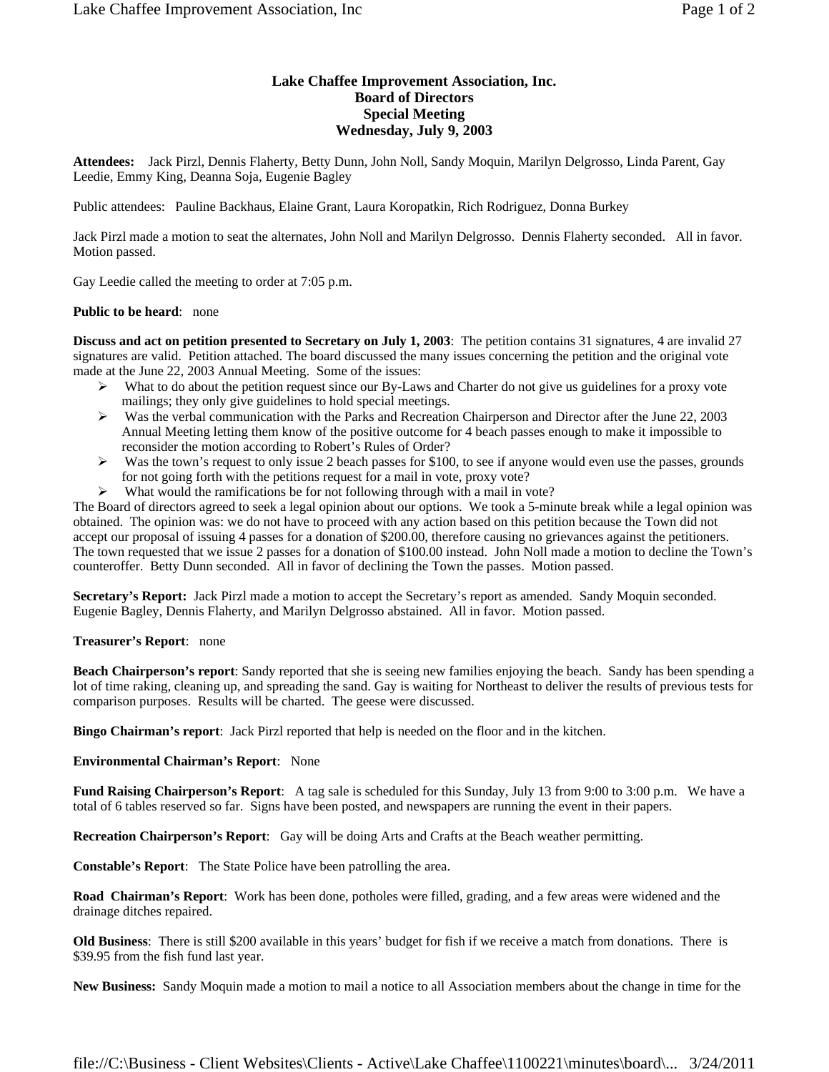**Lake Chaffee Improvement Association, Inc.**
**Board of Directors**
**Special Meeting**
**Wednesday, July 9, 2003**

**Attendees:** Jack Pirzl, Dennis Flaherty, Betty Dunn, John Noll, Sandy Moquin, Marilyn Delgrosso, Linda Parent, Gay Leedie, Emmy King, Deanna Soja, Eugenie Bagley

Public attendees: Pauline Backhaus, Elaine Grant, Laura Koropatkin, Rich Rodriguez, Donna Burkey

Jack Pirzl made a motion to seat the alternates, John Noll and Marilyn Delgrosso. Dennis Flaherty seconded. All in favor. Motion passed.

Gay Leedie called the meeting to order at 7:05 p.m.

**Public to be heard**: none

**Discuss and act on petition presented to Secretary on July 1, 2003**: The petition contains 31 signatures, 4 are invalid 27 signatures are valid. Petition attached. The board discussed the many issues concerning the petition and the original vote made at the June 22, 2003 Annual Meeting. Some of the issues:

- What to do about the petition request since our By-Laws and Charter do not give us guidelines for a proxy vote mailings; they only give guidelines to hold special meetings.
- Was the verbal communication with the Parks and Recreation Chairperson and Director after the June 22, 2003 Annual Meeting letting them know of the positive outcome for 4 beach passes enough to make it impossible to reconsider the motion according to Robert's Rules of Order?
- Was the town's request to only issue 2 beach passes for $100, to see if anyone would even use the passes, grounds for not going forth with the petitions request for a mail in vote, proxy vote?
- What would the ramifications be for not following through with a mail in vote?

The Board of directors agreed to seek a legal opinion about our options. We took a 5-minute break while a legal opinion was obtained. The opinion was: we do not have to proceed with any action based on this petition because the Town did not accept our proposal of issuing 4 passes for a donation of $200.00, therefore causing no grievances against the petitioners. The town requested that we issue 2 passes for a donation of $100.00 instead. John Noll made a motion to decline the Town's counteroffer. Betty Dunn seconded. All in favor of declining the Town the passes. Motion passed.

**Secretary's Report:** Jack Pirzl made a motion to accept the Secretary's report as amended. Sandy Moquin seconded. Eugenie Bagley, Dennis Flaherty, and Marilyn Delgrosso abstained. All in favor. Motion passed.

**Treasurer's Report**: none

**Beach Chairperson's report**: Sandy reported that she is seeing new families enjoying the beach. Sandy has been spending a lot of time raking, cleaning up, and spreading the sand. Gay is waiting for Northeast to deliver the results of previous tests for comparison purposes. Results will be charted. The geese were discussed.

**Bingo Chairman's report**: Jack Pirzl reported that help is needed on the floor and in the kitchen.

**Environmental Chairman's Report**: None

**Fund Raising Chairperson's Report**: A tag sale is scheduled for this Sunday, July 13 from 9:00 to 3:00 p.m. We have a total of 6 tables reserved so far. Signs have been posted, and newspapers are running the event in their papers.

**Recreation Chairperson's Report**: Gay will be doing Arts and Crafts at the Beach weather permitting.

**Constable's Report**: The State Police have been patrolling the area.

**Road Chairman's Report**: Work has been done, potholes were filled, grading, and a few areas were widened and the drainage ditches repaired.

**Old Business**: There is still $200 available in this years' budget for fish if we receive a match from donations. There is $39.95 from the fish fund last year.

**New Business:** Sandy Moquin made a motion to mail a notice to all Association members about the change in time for the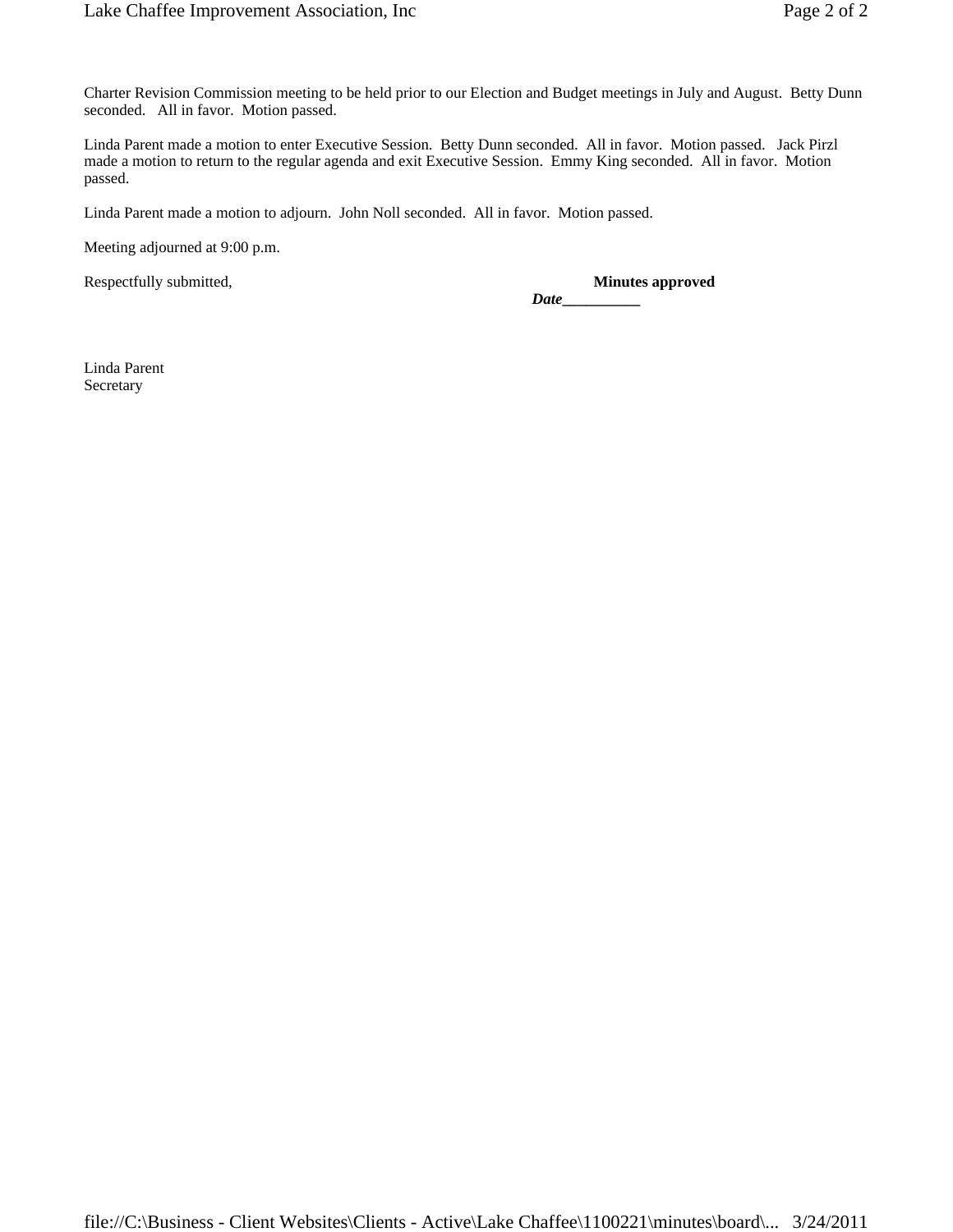Charter Revision Commission meeting to be held prior to our Election and Budget meetings in July and August. Betty Dunn seconded. All in favor. Motion passed.

Linda Parent made a motion to enter Executive Session. Betty Dunn seconded. All in favor. Motion passed. Jack Pirzl made a motion to return to the regular agenda and exit Executive Session. Emmy King seconded. All in favor. Motion passed.

Linda Parent made a motion to adjourn. John Noll seconded. All in favor. Motion passed.

Meeting adjourned at 9:00 p.m.

Respectfully submitted,

**Minutes approved**
***Date__________***

Linda Parent
Secretary